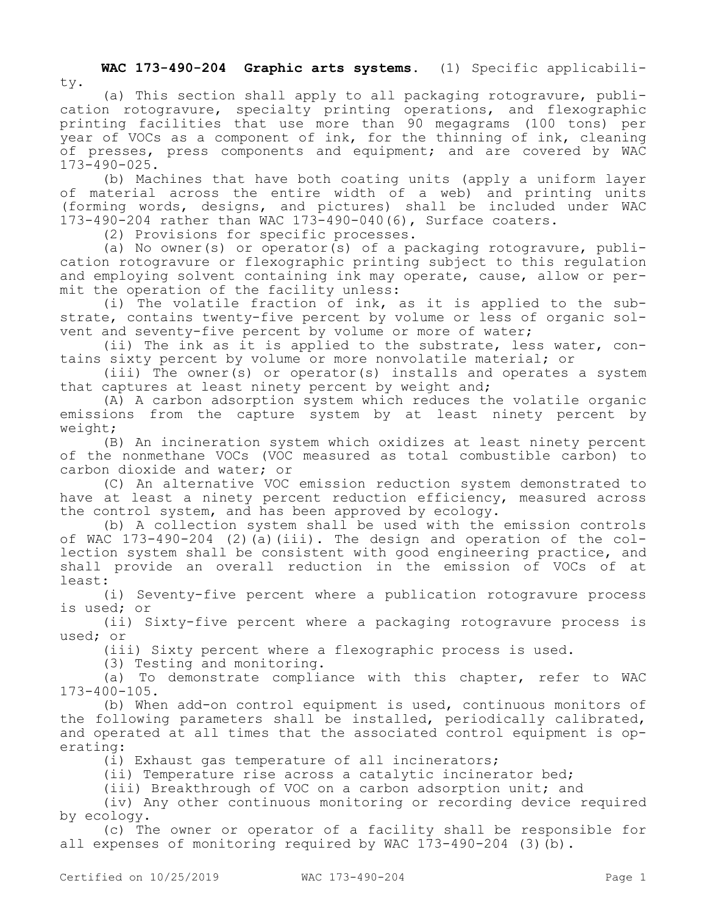**WAC 173-490-204 Graphic arts systems.** (1) Specific applicability.

(a) This section shall apply to all packaging rotogravure, publication rotogravure, specialty printing operations, and flexographic printing facilities that use more than 90 megagrams (100 tons) per year of VOCs as a component of ink, for the thinning of ink, cleaning of presses, press components and equipment; and are covered by WAC 173-490-025.

(b) Machines that have both coating units (apply a uniform layer of material across the entire width of a web) and printing units (forming words, designs, and pictures) shall be included under WAC 173-490-204 rather than WAC 173-490-040(6), Surface coaters.

(2) Provisions for specific processes.

(a) No owner(s) or operator(s) of a packaging rotogravure, publication rotogravure or flexographic printing subject to this regulation and employing solvent containing ink may operate, cause, allow or permit the operation of the facility unless:

(i) The volatile fraction of ink, as it is applied to the substrate, contains twenty-five percent by volume or less of organic solvent and seventy-five percent by volume or more of water;

(ii) The ink as it is applied to the substrate, less water, contains sixty percent by volume or more nonvolatile material; or

(iii) The owner(s) or operator(s) installs and operates a system that captures at least ninety percent by weight and;

(A) A carbon adsorption system which reduces the volatile organic emissions from the capture system by at least ninety percent by weight;

(B) An incineration system which oxidizes at least ninety percent of the nonmethane VOCs (VOC measured as total combustible carbon) to carbon dioxide and water; or

(C) An alternative VOC emission reduction system demonstrated to have at least a ninety percent reduction efficiency, measured across the control system, and has been approved by ecology.

(b) A collection system shall be used with the emission controls of WAC 173-490-204 (2)(a)(iii). The design and operation of the collection system shall be consistent with good engineering practice, and shall provide an overall reduction in the emission of VOCs of at least:

(i) Seventy-five percent where a publication rotogravure process is used; or

(ii) Sixty-five percent where a packaging rotogravure process is used; or

(iii) Sixty percent where a flexographic process is used.

(3) Testing and monitoring.

(a) To demonstrate compliance with this chapter, refer to WAC 173-400-105.

(b) When add-on control equipment is used, continuous monitors of the following parameters shall be installed, periodically calibrated, and operated at all times that the associated control equipment is operating:

(i) Exhaust gas temperature of all incinerators;

(ii) Temperature rise across a catalytic incinerator bed;

(iii) Breakthrough of VOC on a carbon adsorption unit; and

(iv) Any other continuous monitoring or recording device required by ecology.

(c) The owner or operator of a facility shall be responsible for all expenses of monitoring required by WAC 173-490-204 (3)(b).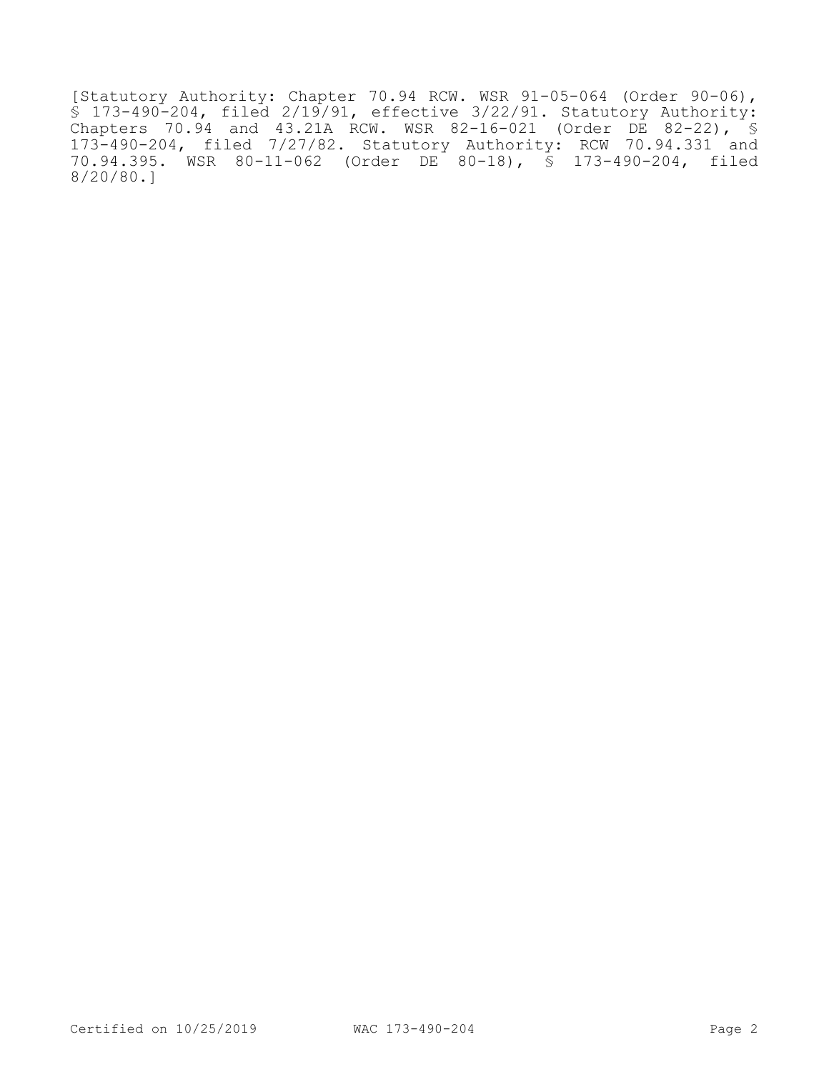[Statutory Authority: Chapter 70.94 RCW. WSR 91-05-064 (Order 90-06), § 173-490-204, filed 2/19/91, effective 3/22/91. Statutory Authority: Chapters 70.94 and 43.21A RCW. WSR 82-16-021 (Order DE 82-22), § 173-490-204, filed 7/27/82. Statutory Authority: RCW 70.94.331 and 70.94.395. WSR 80-11-062 (Order DE 80-18), § 173-490-204, filed 8/20/80.]